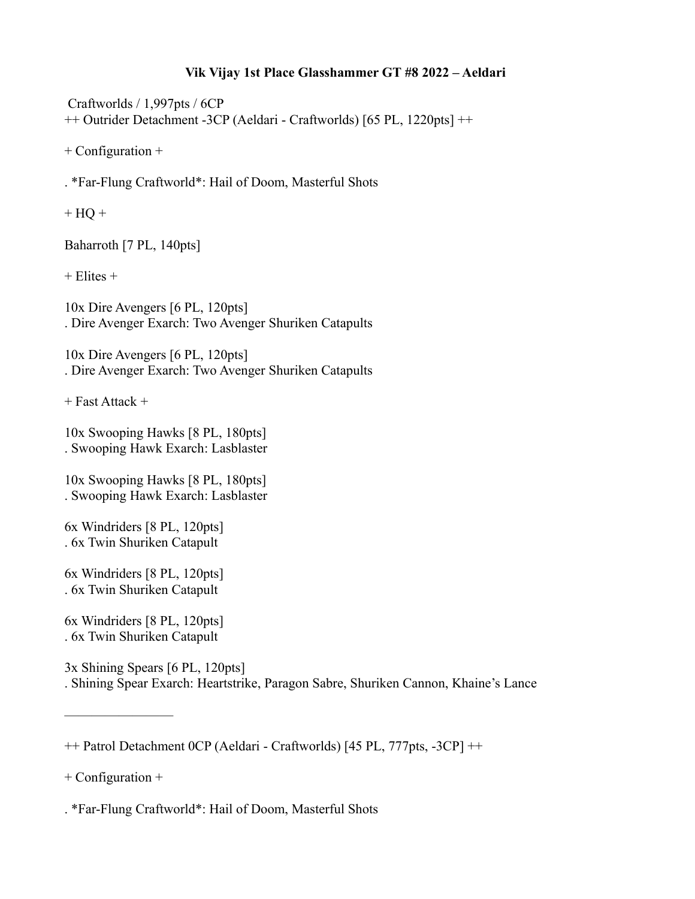**Vik Vijay 1st Place Glasshammer GT #8 2022 – Aeldari**

Craftworlds / 1,997pts / 6CP

++ Outrider Detachment -3CP (Aeldari - Craftworlds) [65 PL, 1220pts] ++

+ Configuration +

. *Far-Flung Craftworld*: Hail of Doom, Masterful Shots

+ HQ +

Baharroth [7 PL, 140pts]

+ Elites +

10x Dire Avengers [6 PL, 120pts]
. Dire Avenger Exarch: Two Avenger Shuriken Catapults

10x Dire Avengers [6 PL, 120pts]
. Dire Avenger Exarch: Two Avenger Shuriken Catapults

+ Fast Attack +

10x Swooping Hawks [8 PL, 180pts]
. Swooping Hawk Exarch: Lasblaster

10x Swooping Hawks [8 PL, 180pts]
. Swooping Hawk Exarch: Lasblaster

6x Windriders [8 PL, 120pts]
. 6x Twin Shuriken Catapult

6x Windriders [8 PL, 120pts]
. 6x Twin Shuriken Catapult

6x Windriders [8 PL, 120pts]
. 6x Twin Shuriken Catapult

3x Shining Spears [6 PL, 120pts]
. Shining Spear Exarch: Heartstrike, Paragon Sabre, Shuriken Cannon, Khaine's Lance

---

++ Patrol Detachment 0CP (Aeldari - Craftworlds) [45 PL, 777pts, -3CP] ++

+ Configuration +

. *Far-Flung Craftworld*: Hail of Doom, Masterful Shots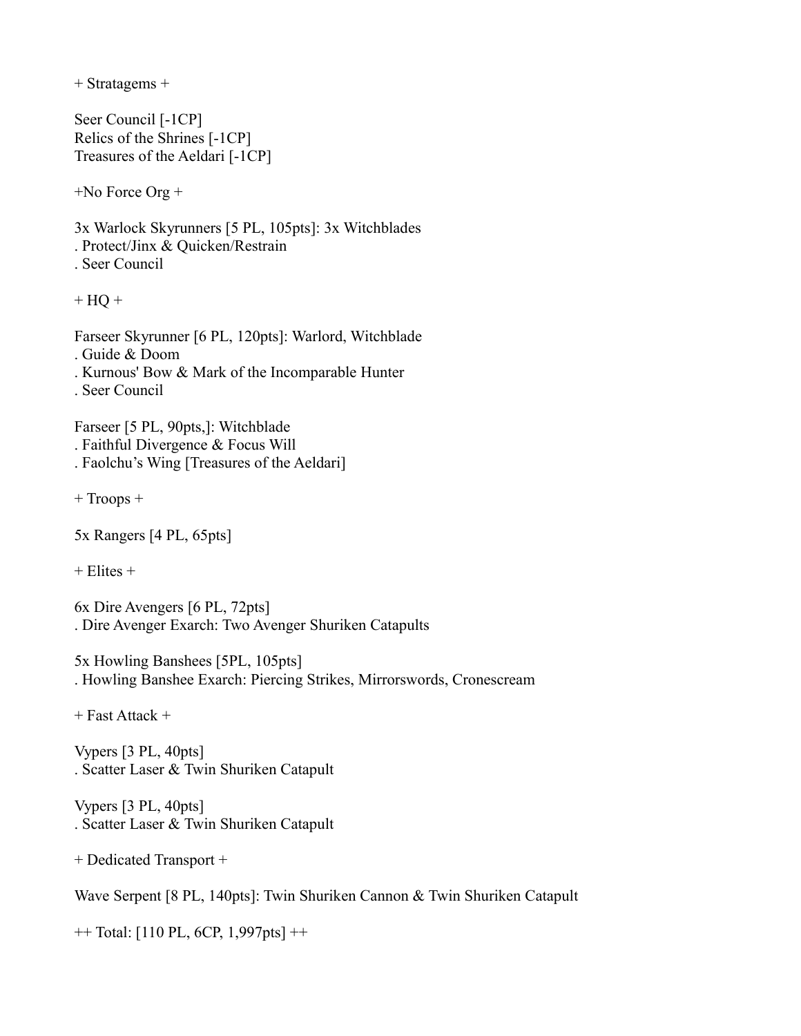+ Stratagems +

Seer Council [-1CP]
Relics of the Shrines [-1CP]
Treasures of the Aeldari [-1CP]

+No Force Org +

3x Warlock Skyrunners [5 PL, 105pts]: 3x Witchblades
. Protect/Jinx & Quicken/Restrain
. Seer Council

+ HQ +

Farseer Skyrunner [6 PL, 120pts]: Warlord, Witchblade
. Guide & Doom
. Kurnous' Bow & Mark of the Incomparable Hunter
. Seer Council

Farseer [5 PL, 90pts,]: Witchblade
. Faithful Divergence & Focus Will
. Faolchu's Wing [Treasures of the Aeldari]

+ Troops +

5x Rangers [4 PL, 65pts]

+ Elites +

6x Dire Avengers [6 PL, 72pts]
. Dire Avenger Exarch: Two Avenger Shuriken Catapults

5x Howling Banshees [5PL, 105pts]
. Howling Banshee Exarch: Piercing Strikes, Mirrorswords, Cronescream

+ Fast Attack +

Vypers [3 PL, 40pts]
. Scatter Laser & Twin Shuriken Catapult

Vypers [3 PL, 40pts]
. Scatter Laser & Twin Shuriken Catapult

+ Dedicated Transport +

Wave Serpent [8 PL, 140pts]: Twin Shuriken Cannon & Twin Shuriken Catapult

++ Total: [110 PL, 6CP, 1,997pts] ++